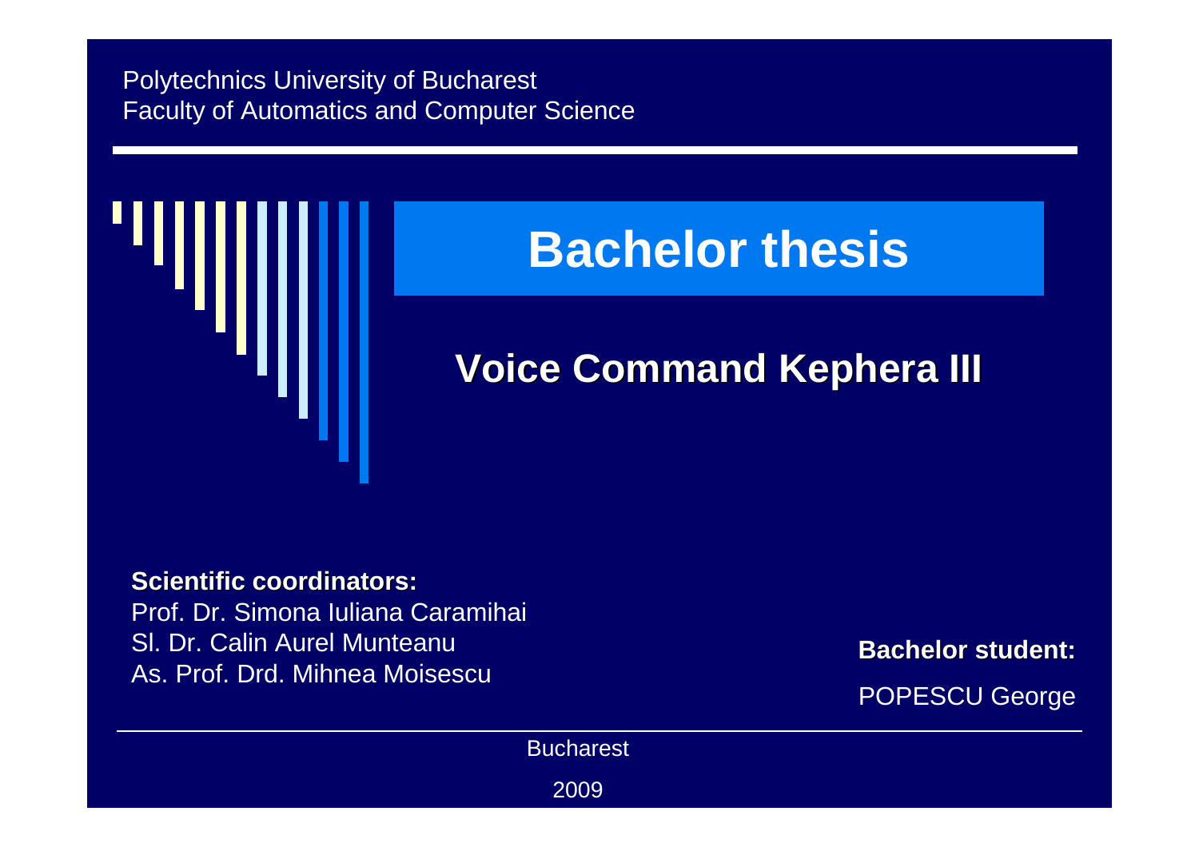Polytechnics University of Bucharest
Faculty of Automatics and Computer Science

# Bachelor thesis

## Voice Command Kephera III

**Scientific coordinators:**
Prof. Dr. Simona Iuliana Caramihai
Sl. Dr. Calin Aurel Munteanu
As. Prof. Drd. Mihnea Moisescu

**Bachelor student:**
POPESCU George

Bucharest

2009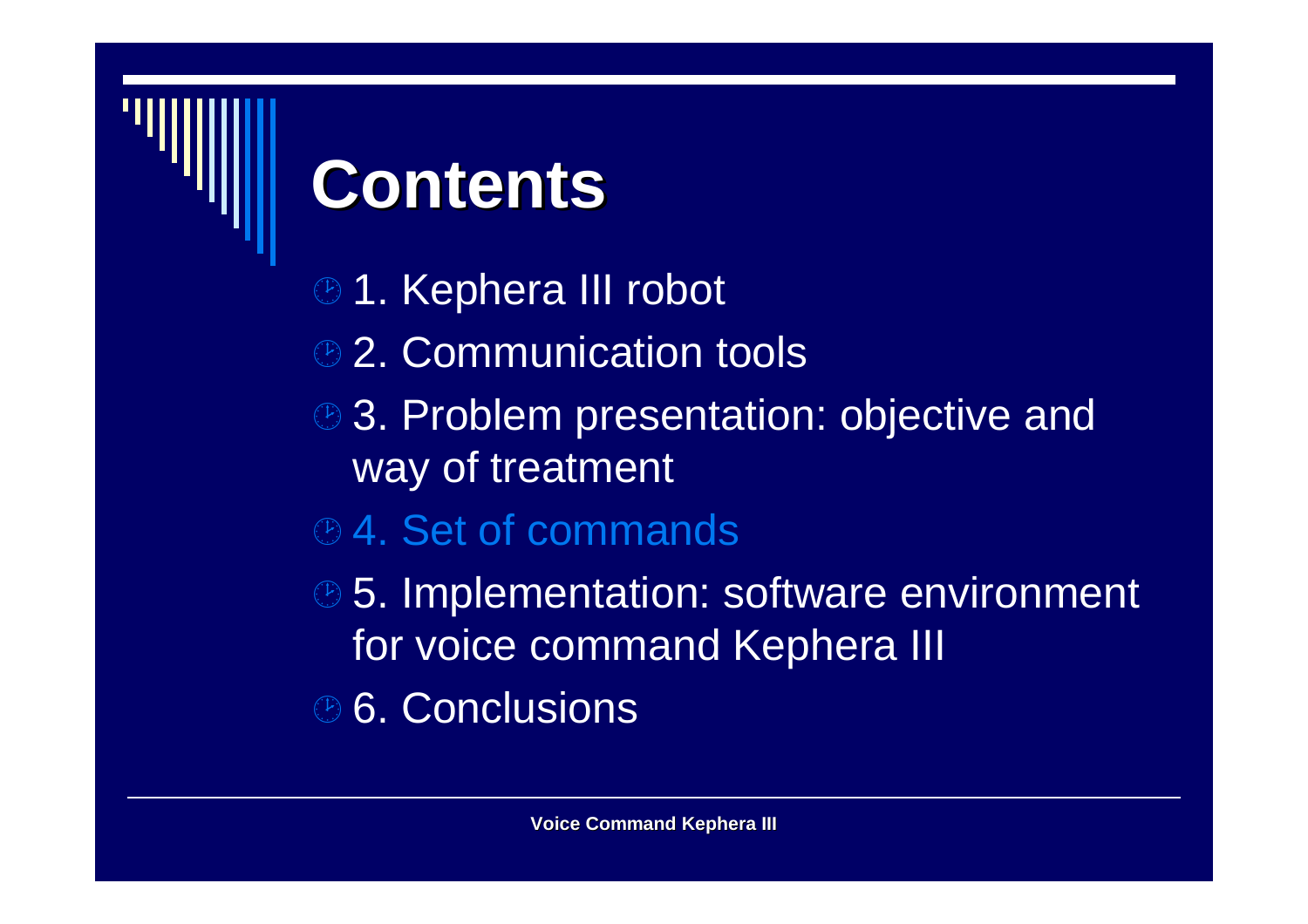# Contents

- 1. Kephera III robot
- 2. Communication tools
- 3. Problem presentation: objective and way of treatment
- 4. Set of commands
- 5. Implementation: software environment for voice command Kephera III
- 6. Conclusions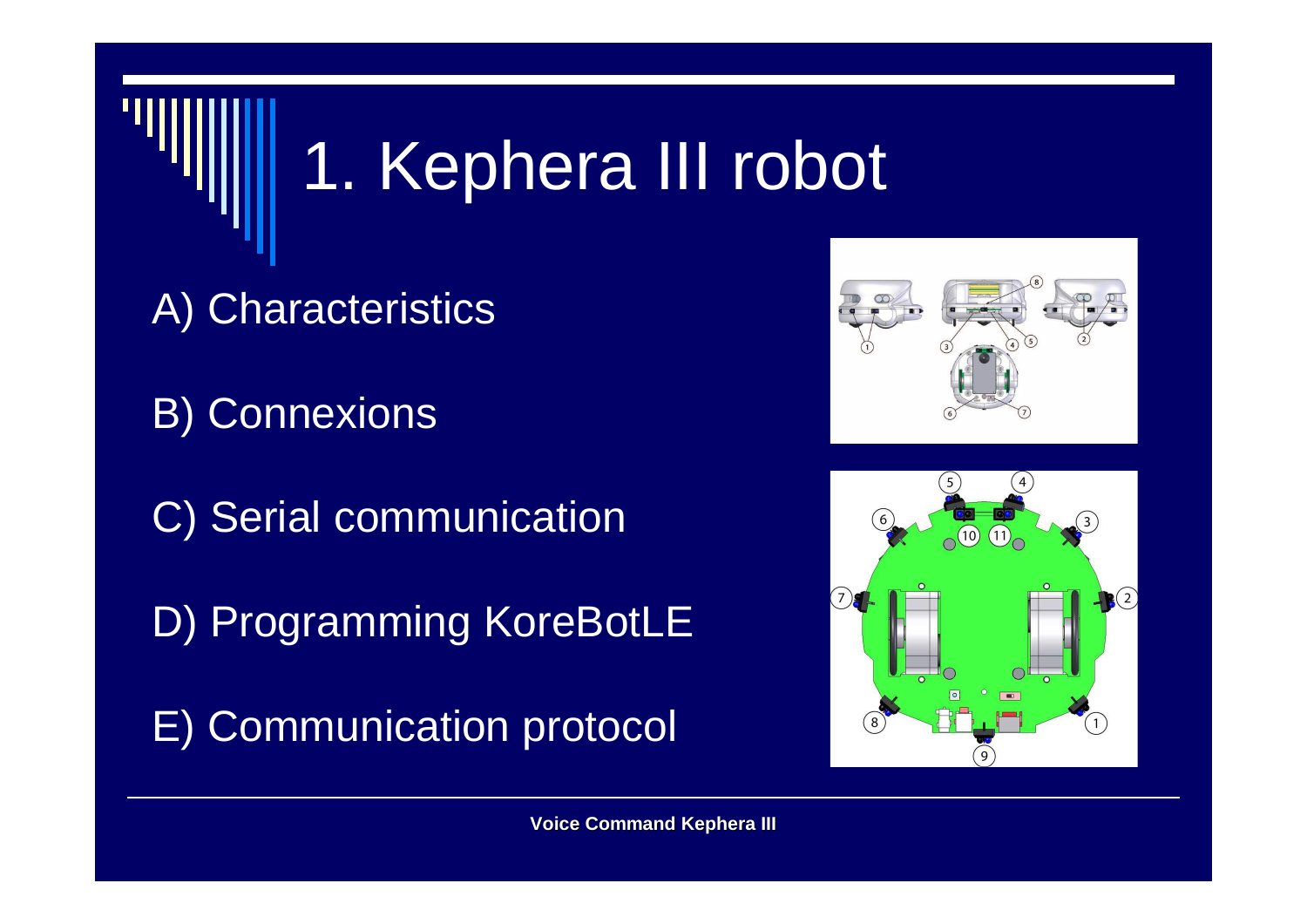# 1. Kephera III robot

A) Characteristics

B) Connexions

C) Serial communication

D) Programming KoreBotLE

E) Communication protocol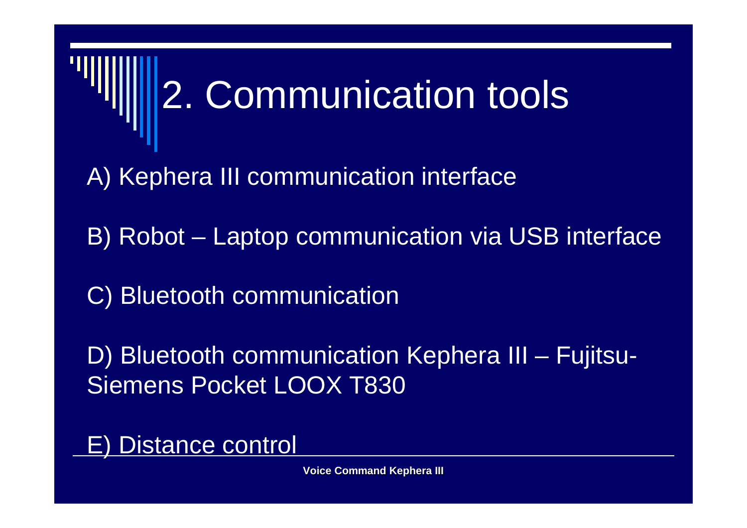# 2. Communication tools

A) Kephera III communication interface

B) Robot – Laptop communication via USB interface

C) Bluetooth communication

D) Bluetooth communication Kephera III – Fujitsu-Siemens Pocket LOOX T830

E) Distance control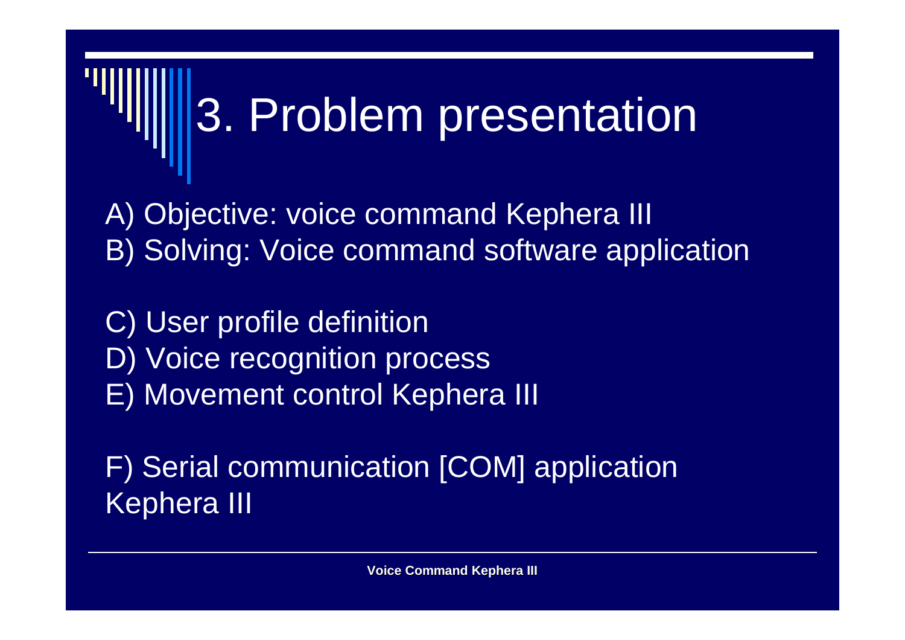# 3. Problem presentation

A) Objective: voice command Kephera III
B) Solving: Voice command software application

C) User profile definition
D) Voice recognition process
E) Movement control Kephera III

F) Serial communication [COM] application Kephera III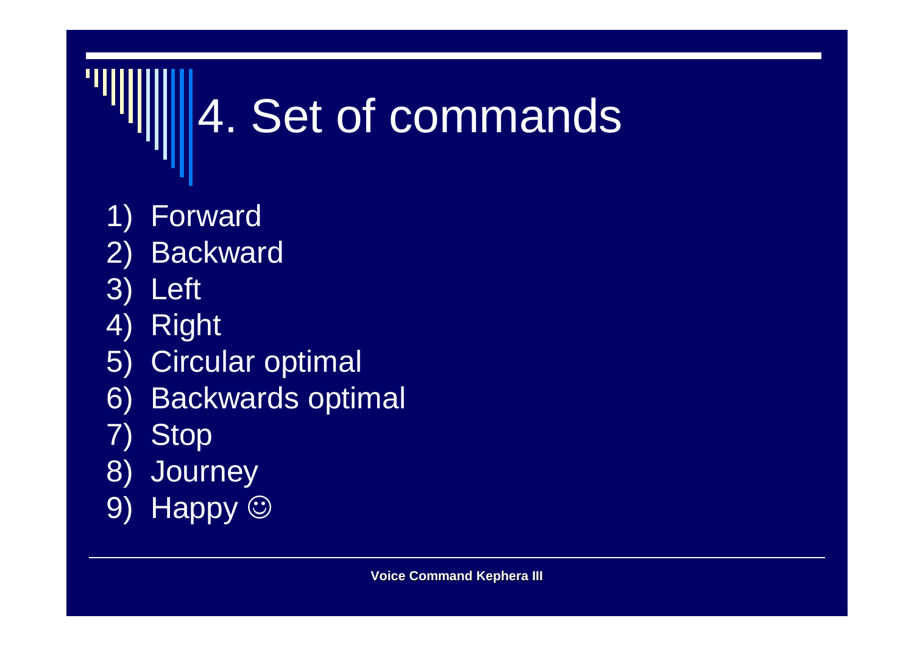# 4. Set of commands

1) Forward
2) Backward
3) Left
4) Right
5) Circular optimal
6) Backwards optimal
7) Stop
8) Journey
9) Happy ☺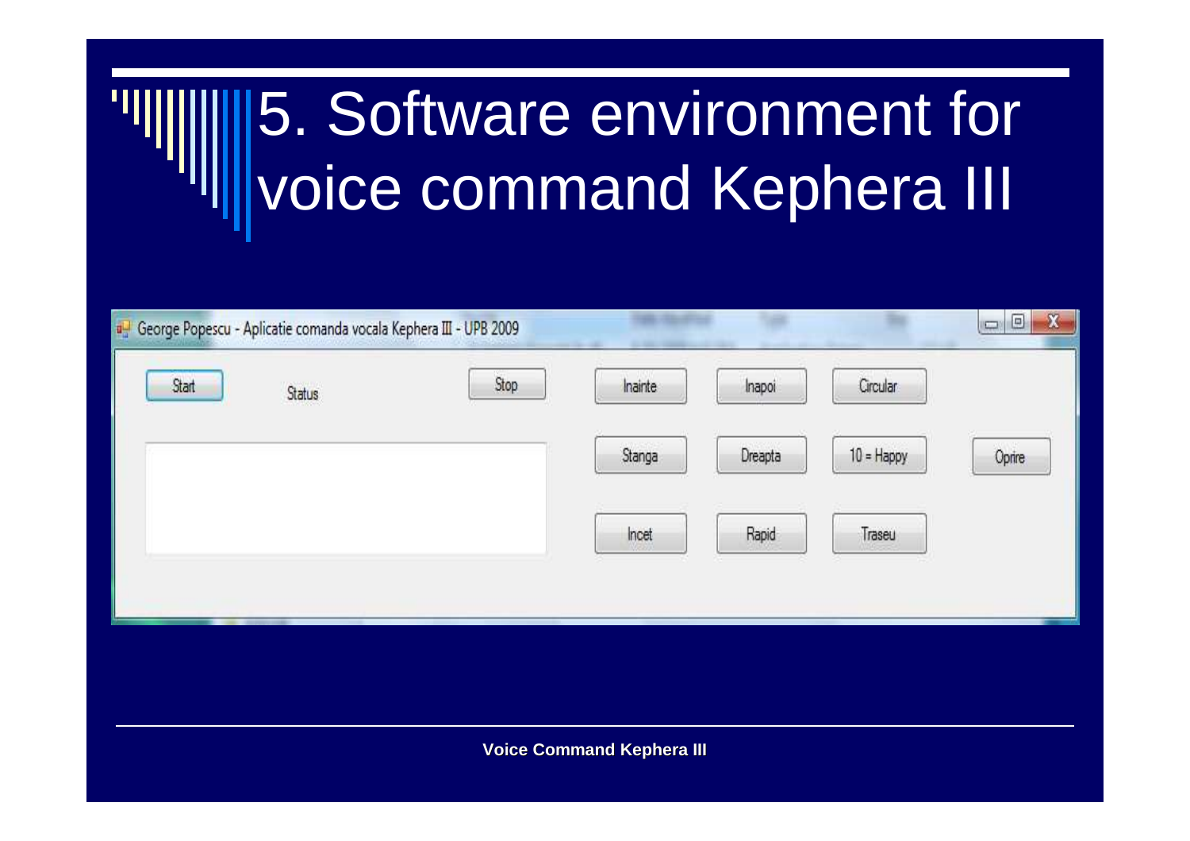# 5. Software environment for voice command Kephera III

George Popescu - Aplicatie comanda vocala Kephera III - UPB 2009

Start

Status

Stop

Inainte

Inapoi

Circular

Stanga

Dreapta

10 = Happy

Oprire

Incet

Rapid

Traseu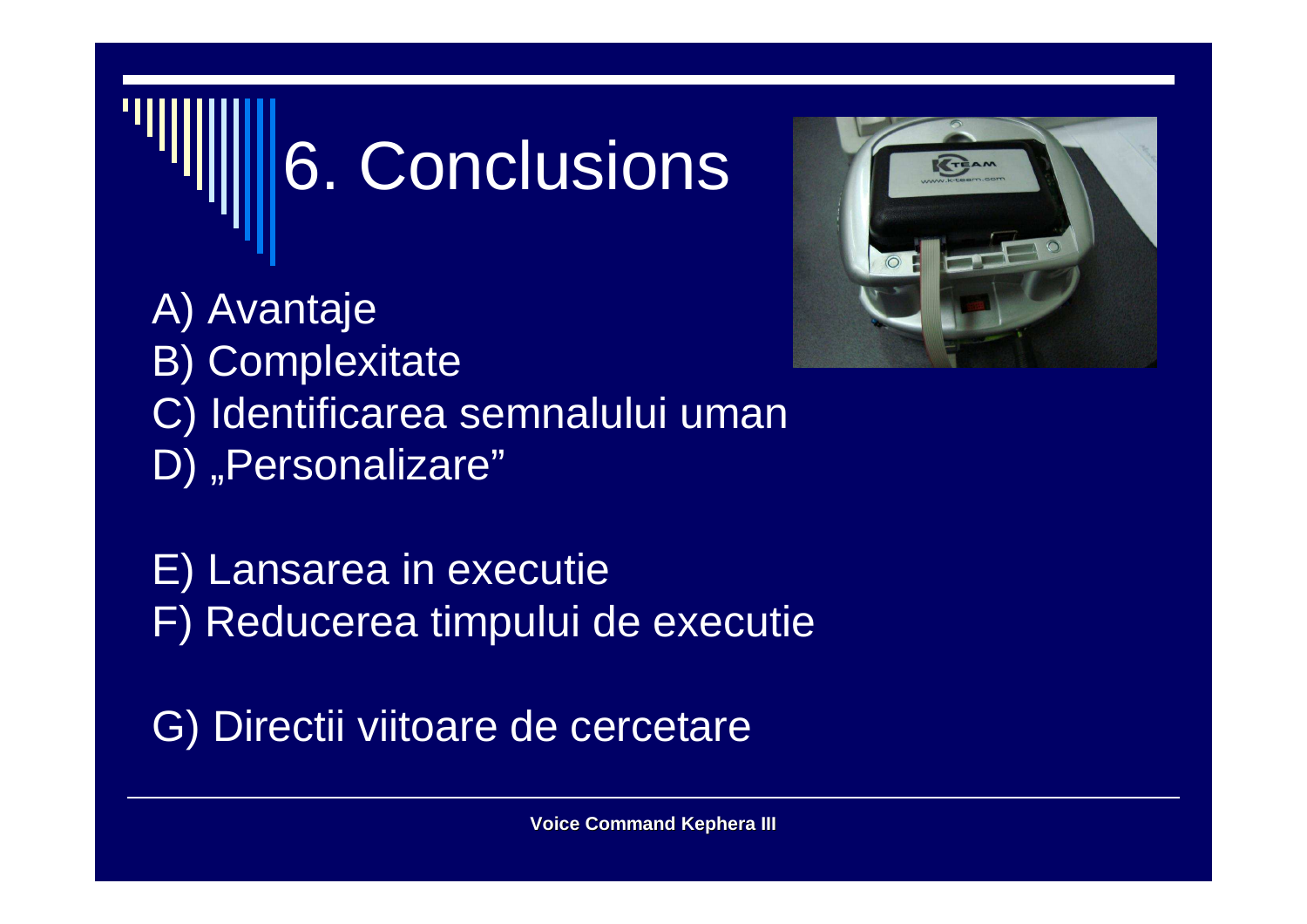# 6. Conclusions

A) Avantaje
B) Complexitate
C) Identificarea semnalului uman
D) „Personalizare"

E) Lansarea in executie
F) Reducerea timpului de executie

G) Directii viitoare de cercetare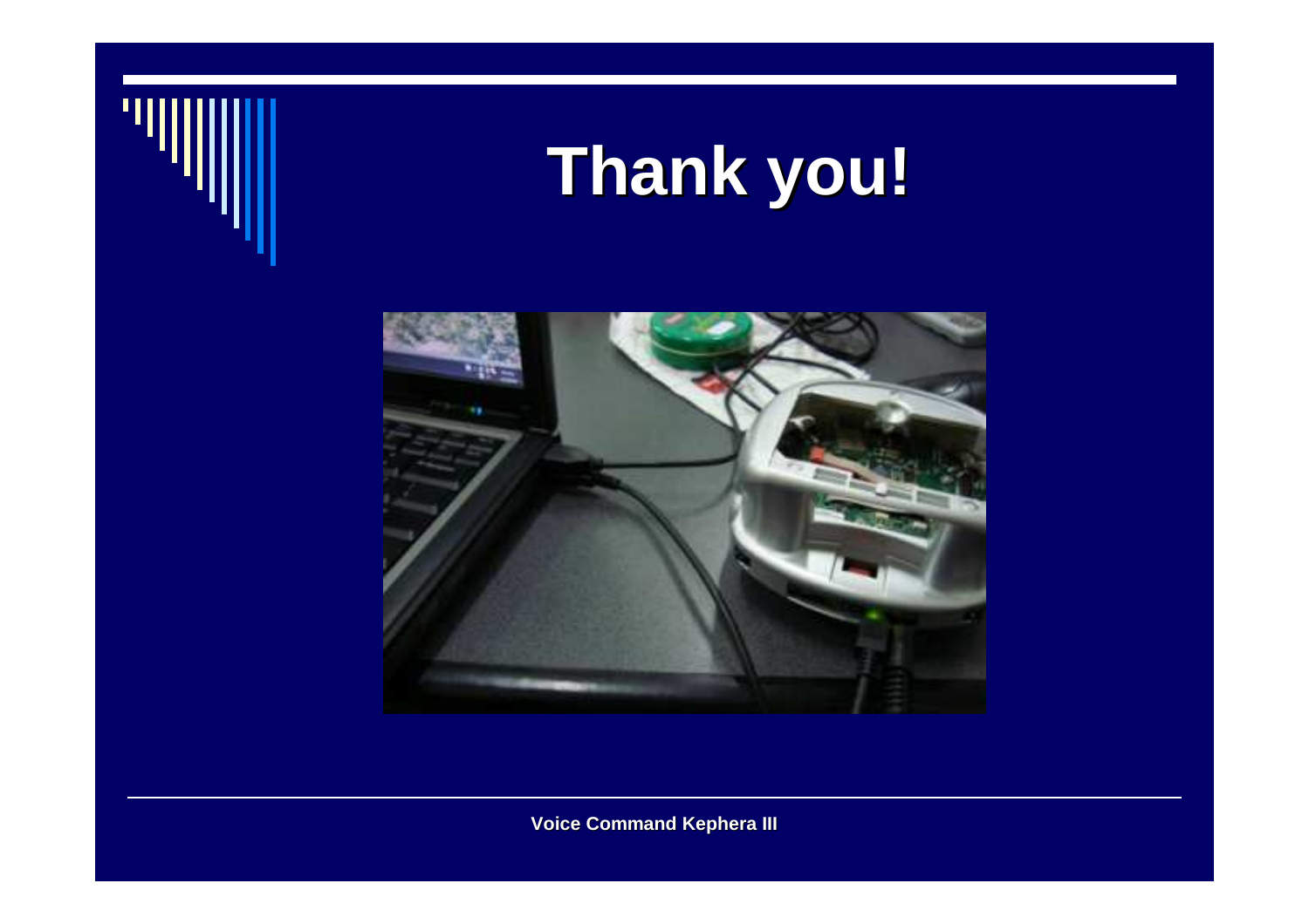# Thank you!